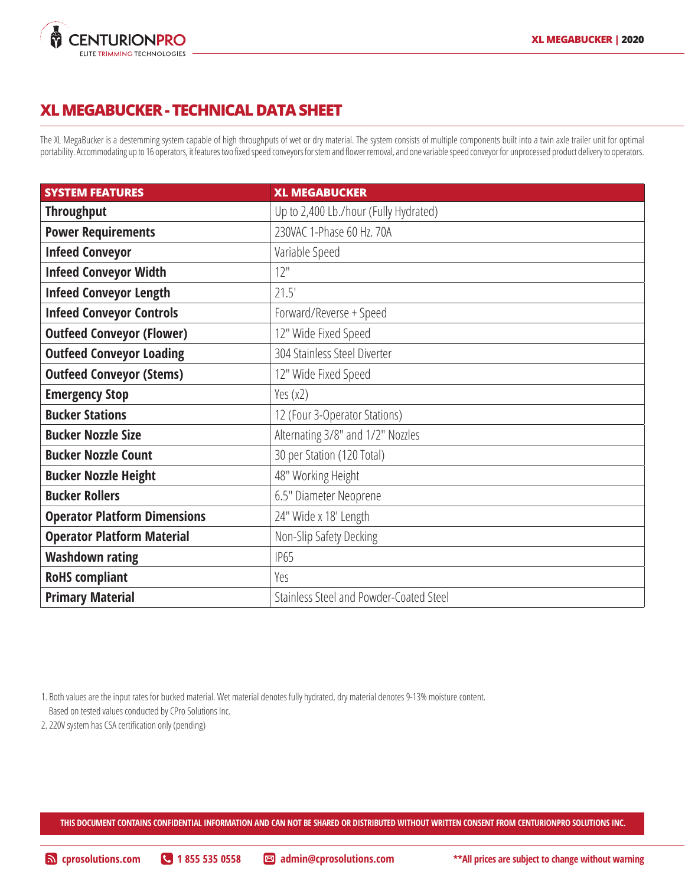# XL MEGABUCKER - TECHNICAL DATA SHEET

The XL MegaBucker is a destemming system capable of high throughputs of wet or dry material. The system consists of multiple components built into a twin axle trailer unit for optimal portability. Accommodating up to 16 operators, it features two fixed speed conveyors for stem and flower removal, and one variable speed conveyor for unprocessed product delivery to operators.

| SYSTEM FEATURES | XL MEGABUCKER |
|---|---|
| **Throughput** | Up to 2,400 Lb./hour (Fully Hydrated) |
| **Power Requirements** | 230VAC 1-Phase 60 Hz. 70A |
| **Infeed Conveyor** | Variable Speed |
| **Infeed Conveyor Width** | 12" |
| **Infeed Conveyor Length** | 21.5' |
| **Infeed Conveyor Controls** | Forward/Reverse + Speed |
| **Outfeed Conveyor (Flower)** | 12" Wide Fixed Speed |
| **Outfeed Conveyor Loading** | 304 Stainless Steel Diverter |
| **Outfeed Conveyor (Stems)** | 12" Wide Fixed Speed |
| **Emergency Stop** | Yes (x2) |
| **Bucker Stations** | 12 (Four 3-Operator Stations) |
| **Bucker Nozzle Size** | Alternating 3/8" and 1/2" Nozzles |
| **Bucker Nozzle Count** | 30 per Station (120 Total) |
| **Bucker Nozzle Height** | 48" Working Height |
| **Bucker Rollers** | 6.5" Diameter Neoprene |
| **Operator Platform Dimensions** | 24" Wide x 18' Length |
| **Operator Platform Material** | Non-Slip Safety Decking |
| **Washdown rating** | IP65 |
| **RoHS compliant** | Yes |
| **Primary Material** | Stainless Steel and Powder-Coated Steel |

1. Both values are the input rates for bucked material. Wet material denotes fully hydrated, dry material denotes 9-13% moisture content. Based on tested values conducted by CPro Solutions Inc.
2. 220V system has CSA certification only (pending)

**THIS DOCUMENT CONTAINS CONFIDENTIAL INFORMATION AND CAN NOT BE SHARED OR DISTRIBUTED WITHOUT WRITTEN CONSENT FROM CENTURIONPRO SOLUTIONS INC.**

**cprosolutions.com** **1 855 535 0558** **admin@cprosolutions.com** **\*\*All prices are subject to change without warning**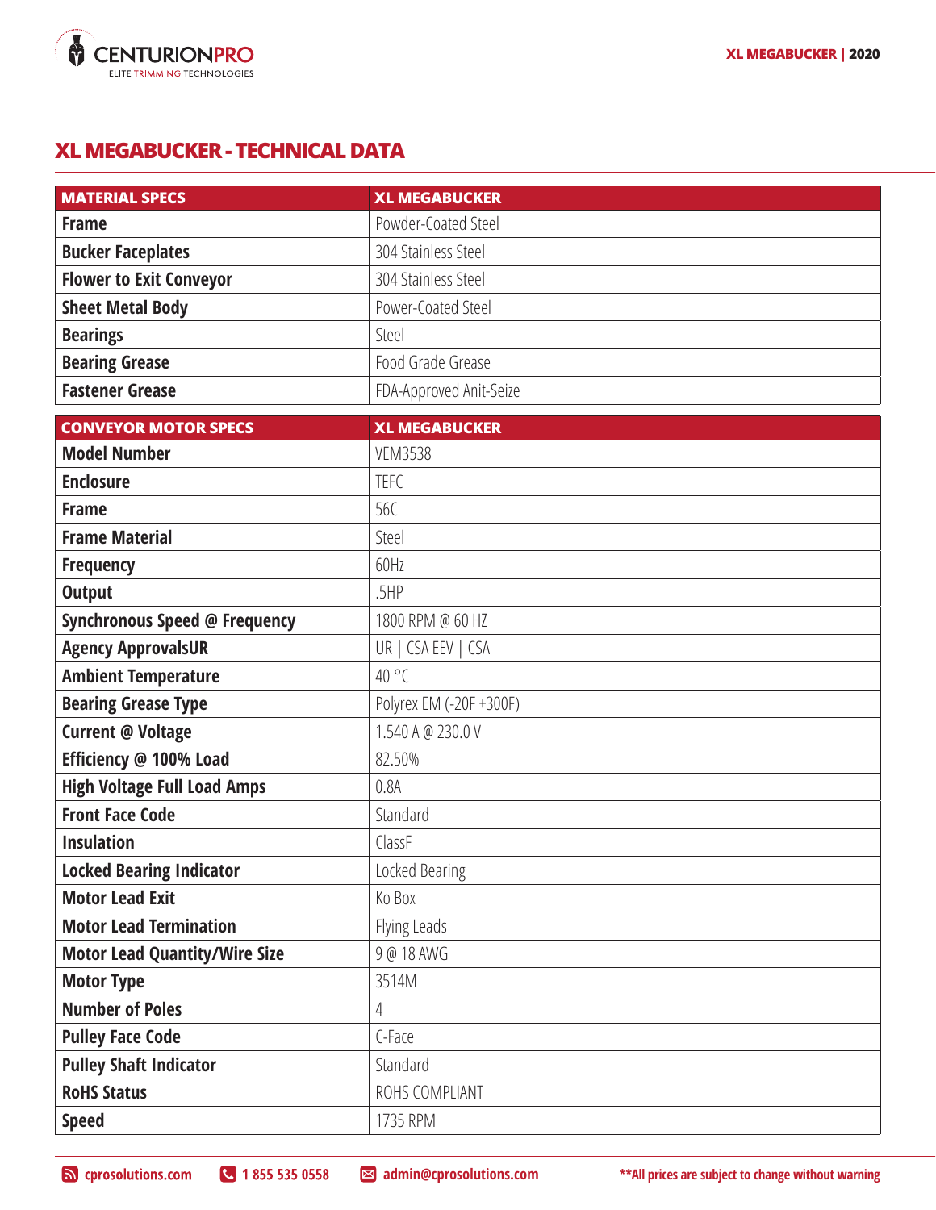# XL MEGABUCKER - TECHNICAL DATA

| MATERIAL SPECS | XL MEGABUCKER |
|---|---|
| **Frame** | Powder-Coated Steel |
| **Bucker Faceplates** | 304 Stainless Steel |
| **Flower to Exit Conveyor** | 304 Stainless Steel |
| **Sheet Metal Body** | Power-Coated Steel |
| **Bearings** | Steel |
| **Bearing Grease** | Food Grade Grease |
| **Fastener Grease** | FDA-Approved Anit-Seize |

| CONVEYOR MOTOR SPECS | XL MEGABUCKER |
|---|---|
| **Model Number** | VEM3538 |
| **Enclosure** | TEFC |
| **Frame** | 56C |
| **Frame Material** | Steel |
| **Frequency** | 60Hz |
| **Output** | .5HP |
| **Synchronous Speed @ Frequency** | 1800 RPM @ 60 HZ |
| **Agency ApprovalsUR** | UR \| CSA EEV \| CSA |
| **Ambient Temperature** | 40 °C |
| **Bearing Grease Type** | Polyrex EM (-20F +300F) |
| **Current @ Voltage** | 1.540 A @ 230.0 V |
| **Efficiency @ 100% Load** | 82.50% |
| **High Voltage Full Load Amps** | 0.8A |
| **Front Face Code** | Standard |
| **Insulation** | ClassF |
| **Locked Bearing Indicator** | Locked Bearing |
| **Motor Lead Exit** | Ko Box |
| **Motor Lead Termination** | Flying Leads |
| **Motor Lead Quantity/Wire Size** | 9 @ 18 AWG |
| **Motor Type** | 3514M |
| **Number of Poles** | 4 |
| **Pulley Face Code** | C-Face |
| **Pulley Shaft Indicator** | Standard |
| **RoHS Status** | ROHS COMPLIANT |
| **Speed** | 1735 RPM |

cprosolutions.com 1 855 535 0558 admin@cprosolutions.com **All prices are subject to change without warning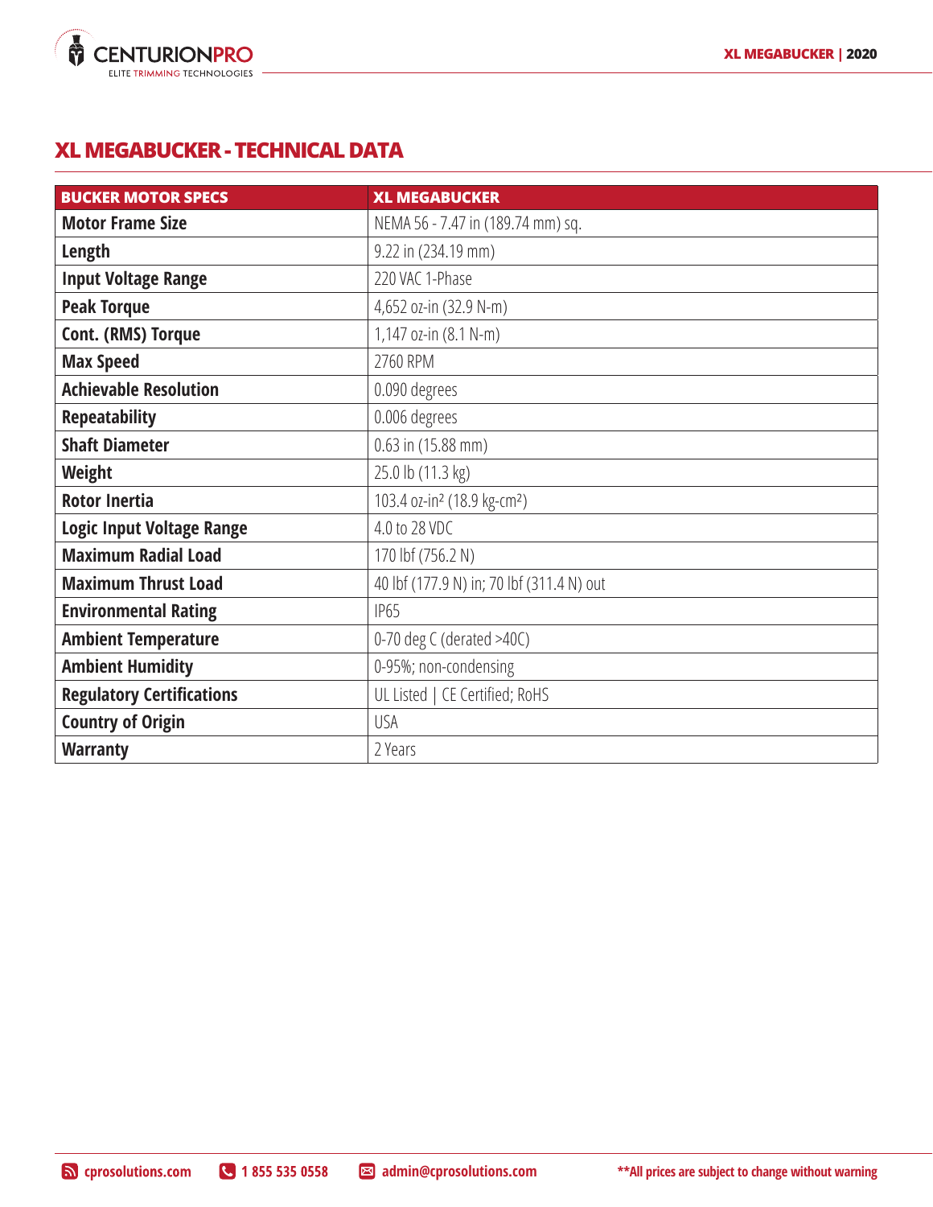# XL MEGABUCKER - TECHNICAL DATA

| BUCKER MOTOR SPECS | XL MEGABUCKER |
|---|---|
| **Motor Frame Size** | NEMA 56 - 7.47 in (189.74 mm) sq. |
| **Length** | 9.22 in (234.19 mm) |
| **Input Voltage Range** | 220 VAC 1-Phase |
| **Peak Torque** | 4,652 oz-in (32.9 N-m) |
| **Cont. (RMS) Torque** | 1,147 oz-in (8.1 N-m) |
| **Max Speed** | 2760 RPM |
| **Achievable Resolution** | 0.090 degrees |
| **Repeatability** | 0.006 degrees |
| **Shaft Diameter** | 0.63 in (15.88 mm) |
| **Weight** | 25.0 lb (11.3 kg) |
| **Rotor Inertia** | 103.4 oz-in² (18.9 kg-cm²) |
| **Logic Input Voltage Range** | 4.0 to 28 VDC |
| **Maximum Radial Load** | 170 lbf (756.2 N) |
| **Maximum Thrust Load** | 40 lbf (177.9 N) in; 70 lbf (311.4 N) out |
| **Environmental Rating** | IP65 |
| **Ambient Temperature** | 0-70 deg C (derated >40C) |
| **Ambient Humidity** | 0-95%; non-condensing |
| **Regulatory Certifications** | UL Listed \| CE Certified; RoHS |
| **Country of Origin** | USA |
| **Warranty** | 2 Years |

cprosolutions.com 1 855 535 0558 admin@cprosolutions.com **All prices are subject to change without warning